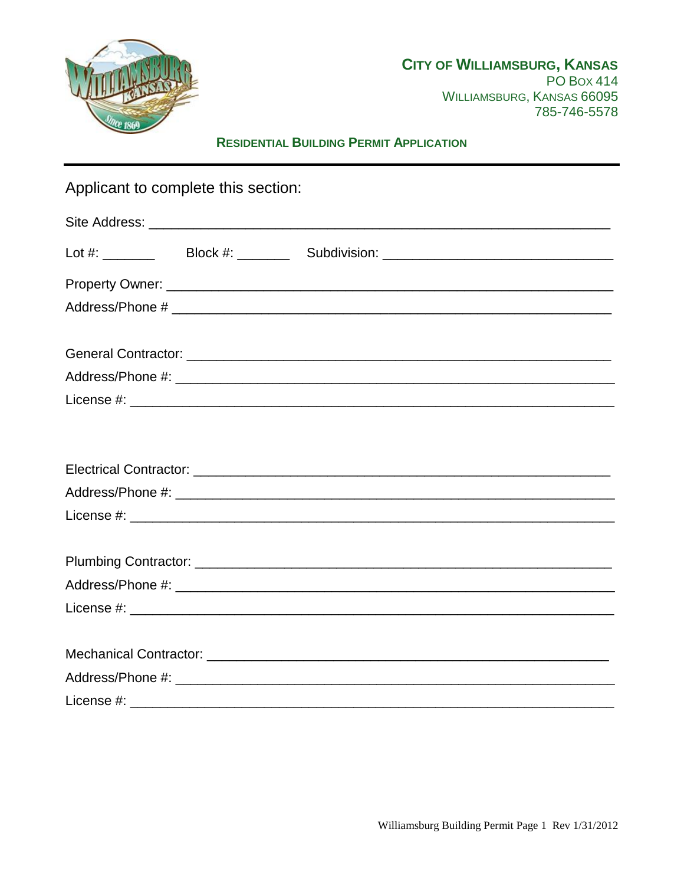**CITY OF WILLIAMSBURG, KANSAS**
PO BOX 414
WILLIAMSBURG, KANSAS 66095
785-746-5578

## RESIDENTIAL BUILDING PERMIT APPLICATION

Applicant to complete this section:

Site Address: ____________________________________________________________

Lot #: _______ Block #: _______ Subdivision: ______________________________

Property Owner: __________________________________________________________

Address/Phone # __________________________________________________________

General Contractor: _______________________________________________________

Address/Phone #: _________________________________________________________

License #: _______________________________________________________________

Electrical Contractor: _____________________________________________________

Address/Phone #: _________________________________________________________

License #: _______________________________________________________________

Plumbing Contractor: ______________________________________________________

Address/Phone #: _________________________________________________________

License #: _______________________________________________________________

Mechanical Contractor: ____________________________________________________

Address/Phone #: _________________________________________________________

License #: _______________________________________________________________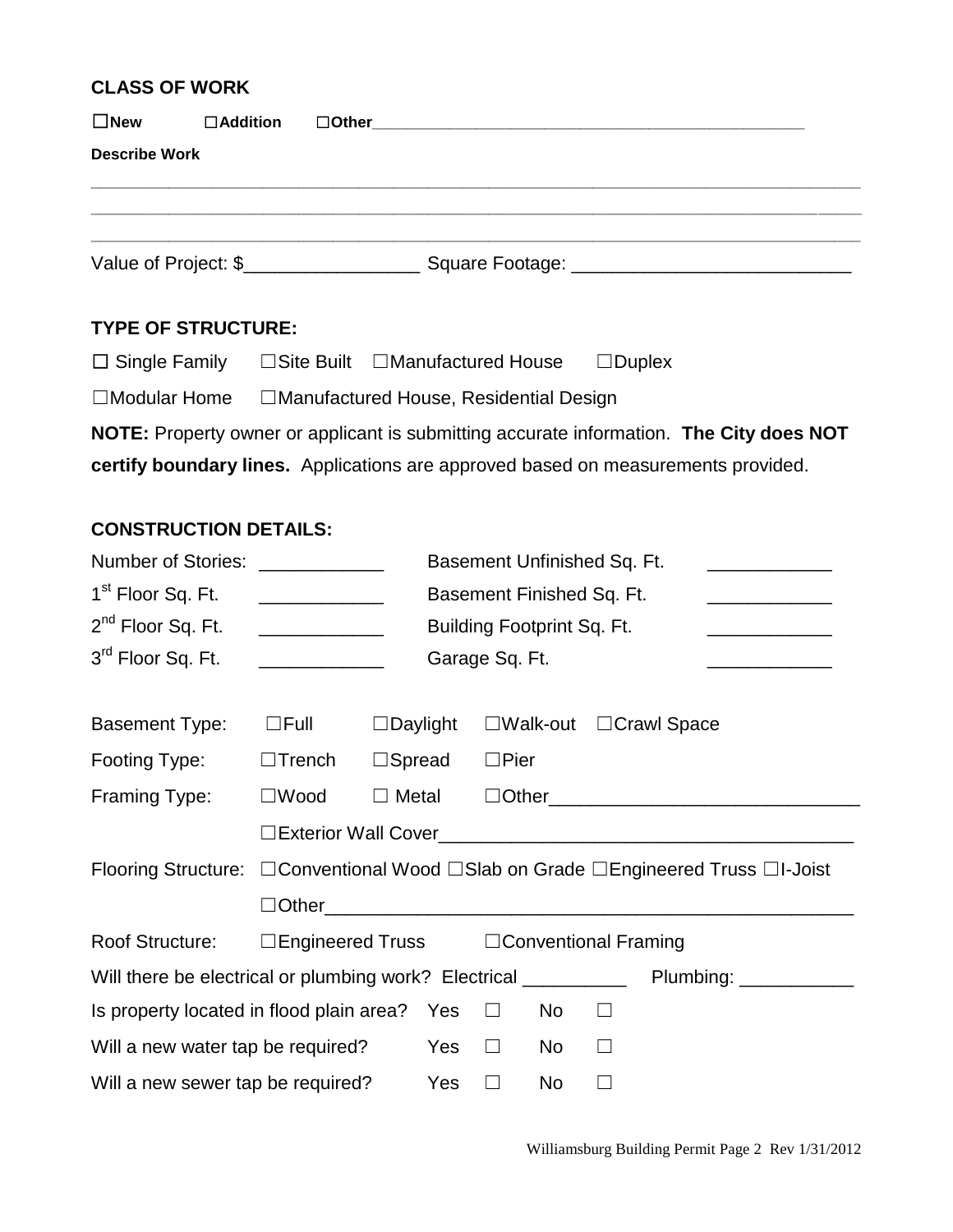## CLASS OF WORK

☐**New** ☐**Addition** ☐**Other**\_\_\_\_\_\_\_\_\_\_\_\_\_\_\_\_\_\_\_\_\_\_\_\_\_\_\_\_\_\_\_\_\_\_\_\_\_\_\_\_\_\_\_\_

**Describe Work**

\_\_\_\_\_\_\_\_\_\_\_\_\_\_\_\_\_\_\_\_\_\_\_\_\_\_\_\_\_\_\_\_\_\_\_\_\_\_\_\_\_\_\_\_\_\_\_\_\_\_\_\_\_\_\_\_\_\_\_\_\_\_\_\_\_\_\_\_\_\_\_\_

\_\_\_\_\_\_\_\_\_\_\_\_\_\_\_\_\_\_\_\_\_\_\_\_\_\_\_\_\_\_\_\_\_\_\_\_\_\_\_\_\_\_\_\_\_\_\_\_\_\_\_\_\_\_\_\_\_\_\_\_\_\_\_\_\_\_\_\_\_\_\_\_

\_\_\_\_\_\_\_\_\_\_\_\_\_\_\_\_\_\_\_\_\_\_\_\_\_\_\_\_\_\_\_\_\_\_\_\_\_\_\_\_\_\_\_\_\_\_\_\_\_\_\_\_\_\_\_\_\_\_\_\_\_\_\_\_\_\_\_\_\_\_\_\_

Value of Project: $\_\_\_\_\_\_\_\_\_\_\_\_\_\_\_\_\_ Square Footage: \_\_\_\_\_\_\_\_\_\_\_\_\_\_\_\_\_\_\_\_\_\_\_\_\_\_

## TYPE OF STRUCTURE:

☐ Single Family ☐Site Built ☐Manufactured House ☐Duplex

☐Modular Home ☐Manufactured House, Residential Design

**NOTE:** Property owner or applicant is submitting accurate information. **The City does NOT certify boundary lines.** Applications are approved based on measurements provided.

## CONSTRUCTION DETAILS:

| | | | |
|---|---|---|---|
| Number of Stories: | \_\_\_\_\_\_\_\_\_\_\_\_ | Basement Unfinished Sq. Ft. | \_\_\_\_\_\_\_\_\_\_\_\_ |
| 1st Floor Sq. Ft. | \_\_\_\_\_\_\_\_\_\_\_\_ | Basement Finished Sq. Ft. | \_\_\_\_\_\_\_\_\_\_\_\_ |
| 2nd Floor Sq. Ft. | \_\_\_\_\_\_\_\_\_\_\_\_ | Building Footprint Sq. Ft. | \_\_\_\_\_\_\_\_\_\_\_\_ |
| 3rd Floor Sq. Ft. | \_\_\_\_\_\_\_\_\_\_\_\_ | Garage Sq. Ft. | \_\_\_\_\_\_\_\_\_\_\_\_ |

Basement Type: ☐Full ☐Daylight ☐Walk-out ☐Crawl Space

Footing Type: ☐Trench ☐Spread ☐Pier

Framing Type: ☐Wood ☐ Metal ☐Other\_\_\_\_\_\_\_\_\_\_\_\_\_\_\_\_\_\_\_\_\_\_\_\_\_\_\_\_\_\_

☐Exterior Wall Cover\_\_\_\_\_\_\_\_\_\_\_\_\_\_\_\_\_\_\_\_\_\_\_\_\_\_\_\_\_\_\_\_\_\_\_\_\_\_\_\_

Flooring Structure: ☐Conventional Wood ☐Slab on Grade ☐Engineered Truss ☐I-Joist

☐Other\_\_\_\_\_\_\_\_\_\_\_\_\_\_\_\_\_\_\_\_\_\_\_\_\_\_\_\_\_\_\_\_\_\_\_\_\_\_\_\_\_\_\_\_\_\_\_\_\_\_\_

Roof Structure: ☐Engineered Truss ☐Conventional Framing

Will there be electrical or plumbing work? Electrical \_\_\_\_\_\_\_\_\_\_ Plumbing: \_\_\_\_\_\_\_\_\_\_\_

Is property located in flood plain area? Yes ☐ No ☐

Will a new water tap be required? Yes ☐ No ☐

Will a new sewer tap be required? Yes ☐ No ☐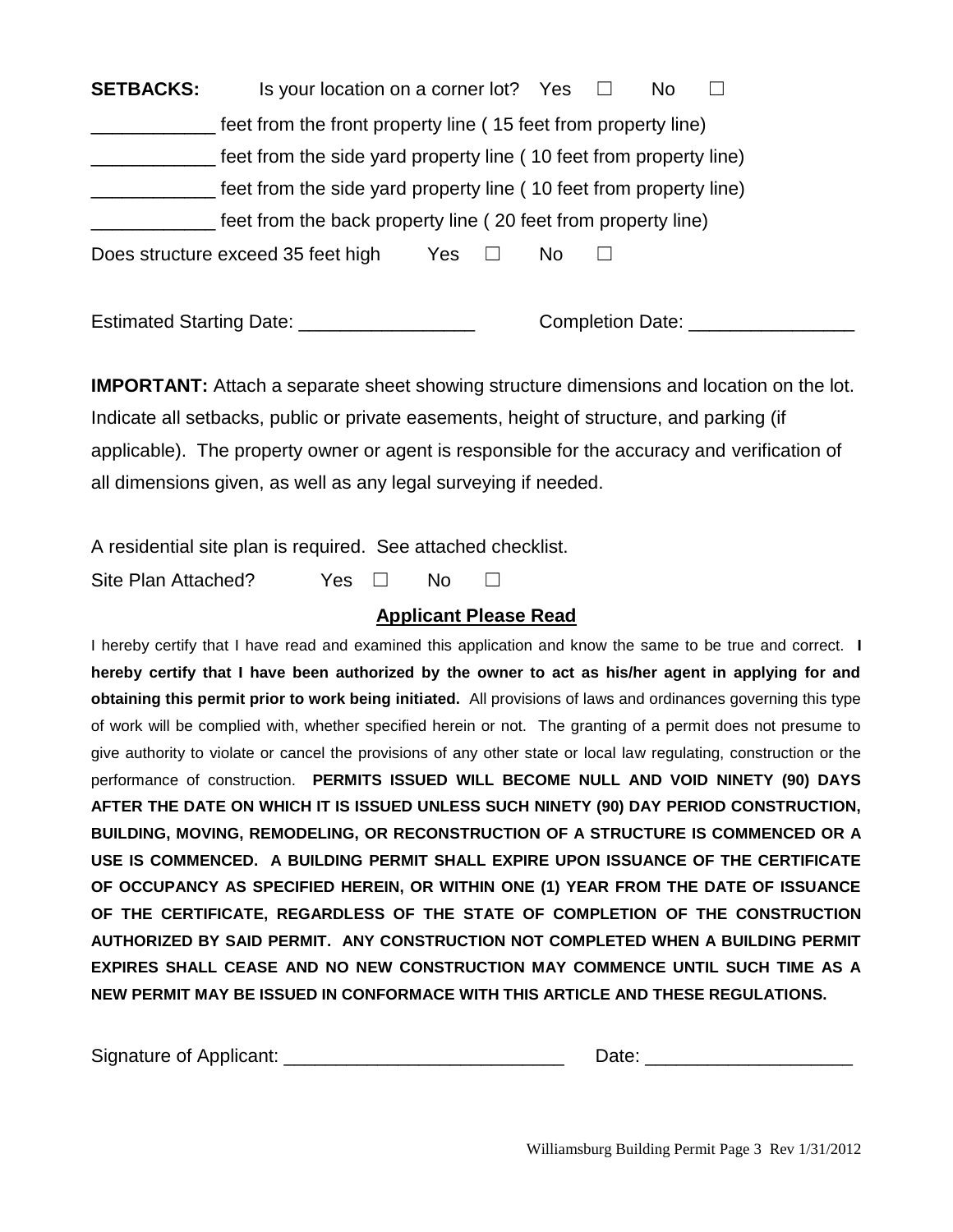**SETBACKS:** Is your location on a corner lot? Yes ☐ No ☐

____________ feet from the front property line ( 15 feet from property line)

____________ feet from the side yard property line ( 10 feet from property line)

____________ feet from the side yard property line ( 10 feet from property line)

____________ feet from the back property line ( 20 feet from property line)

Does structure exceed 35 feet high Yes ☐ No ☐

Estimated Starting Date: _________________ Completion Date: ________________

**IMPORTANT:** Attach a separate sheet showing structure dimensions and location on the lot. Indicate all setbacks, public or private easements, height of structure, and parking (if applicable). The property owner or agent is responsible for the accuracy and verification of all dimensions given, as well as any legal surveying if needed.

A residential site plan is required. See attached checklist.

Site Plan Attached? Yes ☐ No ☐

## Applicant Please Read

I hereby certify that I have read and examined this application and know the same to be true and correct. **I hereby certify that I have been authorized by the owner to act as his/her agent in applying for and obtaining this permit prior to work being initiated.** All provisions of laws and ordinances governing this type of work will be complied with, whether specified herein or not. The granting of a permit does not presume to give authority to violate or cancel the provisions of any other state or local law regulating, construction or the performance of construction. **PERMITS ISSUED WILL BECOME NULL AND VOID NINETY (90) DAYS AFTER THE DATE ON WHICH IT IS ISSUED UNLESS SUCH NINETY (90) DAY PERIOD CONSTRUCTION, BUILDING, MOVING, REMODELING, OR RECONSTRUCTION OF A STRUCTURE IS COMMENCED OR A USE IS COMMENCED. A BUILDING PERMIT SHALL EXPIRE UPON ISSUANCE OF THE CERTIFICATE OF OCCUPANCY AS SPECIFIED HEREIN, OR WITHIN ONE (1) YEAR FROM THE DATE OF ISSUANCE OF THE CERTIFICATE, REGARDLESS OF THE STATE OF COMPLETION OF THE CONSTRUCTION AUTHORIZED BY SAID PERMIT. ANY CONSTRUCTION NOT COMPLETED WHEN A BUILDING PERMIT EXPIRES SHALL CEASE AND NO NEW CONSTRUCTION MAY COMMENCE UNTIL SUCH TIME AS A NEW PERMIT MAY BE ISSUED IN CONFORMACE WITH THIS ARTICLE AND THESE REGULATIONS.**

Signature of Applicant: ___________________________ Date: ____________________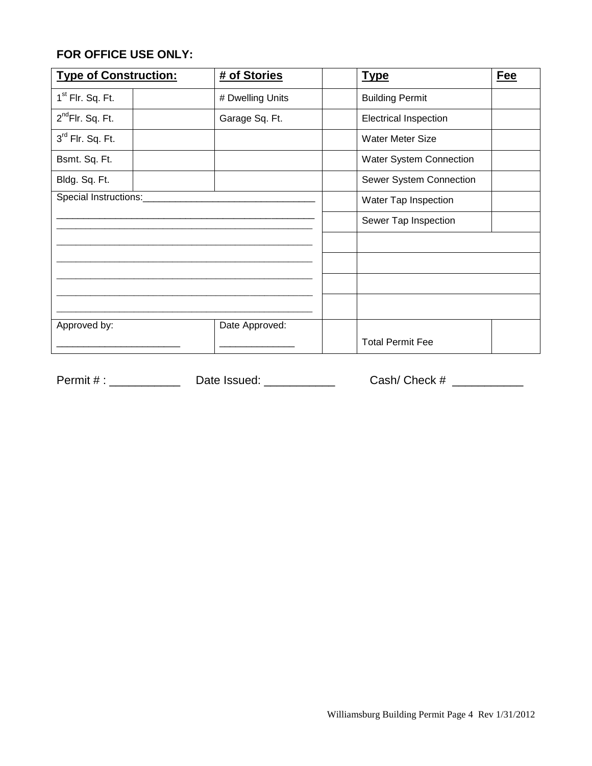**FOR OFFICE USE ONLY:**

| **Type of Construction:** | | **# of Stories** | | **Type** | **Fee** |
|---|---|---|---|---|---|
| 1st Flr. Sq. Ft. | | # Dwelling Units | | Building Permit | |
| 2ndFlr. Sq. Ft. | | Garage Sq. Ft. | | Electrical Inspection | |
| 3rd Flr. Sq. Ft. | | | | Water Meter Size | |
| Bsmt. Sq. Ft. | | | | Water System Connection | |
| Bldg. Sq. Ft. | | | | Sewer System Connection | |
| Special Instructions:________________________________ | | | | Water Tap Inspection | |
| ______________________________________________ | | | | Sewer Tap Inspection | |
| ______________________________________________ | | | | | |
| ______________________________________________ | | | | | |
| ______________________________________________ | | | | | |
| ______________________________________________ | | | | | |
| Approved by: ______________________ | | Date Approved: _____________ | | Total Permit Fee | |

Permit # : ___________ Date Issued: ___________ Cash/ Check # ___________